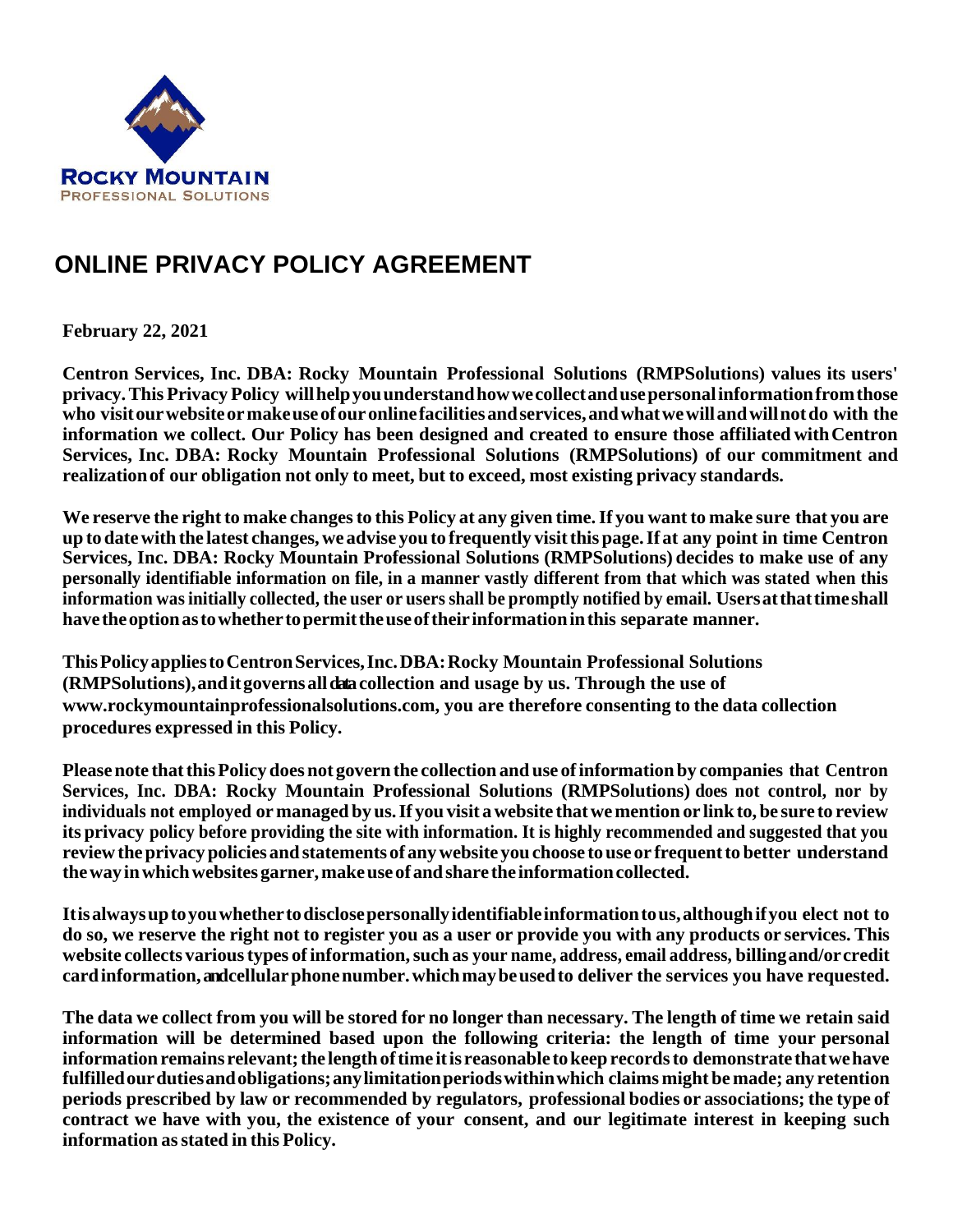# ONLINE PRIVACY POLICY AGREEMENT

**February 22, 2021**

**Centron Services, Inc. DBA: Rocky Mountain Professional Solutions (RMPSolutions) values its users' privacy. This Privacy Policy will help you understand how we collect and use personal information from those who visit our website or make use of our online facilities and services, and what we will and will not do with the information we collect. Our Policy has been designed and created to ensure those affiliated with Centron Services, Inc. DBA: Rocky Mountain Professional Solutions (RMPSolutions) of our commitment and realization of our obligation not only to meet, but to exceed, most existing privacy standards.**

**We reserve the right to make changes to this Policy at any given time. If you want to make sure that you are up to date with the latest changes, we advise you to frequently visit this page. If at any point in time Centron Services, Inc. DBA: Rocky Mountain Professional Solutions (RMPSolutions) decides to make use of any personally identifiable information on file, in a manner vastly different from that which was stated when this information was initially collected, the user or users shall be promptly notified by email. Users at that time shall have the option as to whether to permit the use of their information in this separate manner.**

**This Policy applies to Centron Services, Inc. DBA: Rocky Mountain Professional Solutions (RMPSolutions), and it governs all data collection and usage by us. Through the use of www.rockymountainprofessionalsolutions.com, you are therefore consenting to the data collection procedures expressed in this Policy.**

**Please note that this Policy does not govern the collection and use of information by companies that Centron Services, Inc. DBA: Rocky Mountain Professional Solutions (RMPSolutions) does not control, nor by individuals not employed or managed by us. If you visit a website that we mention or link to, be sure to review its privacy policy before providing the site with information. It is highly recommended and suggested that you review the privacy policies and statements of any website you choose to use or frequent to better understand the way in which websites garner, make use of and share the information collected.**

**It is always up to you whether to disclose personally identifiable information to us, although if you elect not to do so, we reserve the right not to register you as a user or provide you with any products or services. This website collects various types of information, such as your name, address, email address, billing and/or credit card information, and cellular phone number. which may be used to deliver the services you have requested.**

**The data we collect from you will be stored for no longer than necessary. The length of time we retain said information will be determined based upon the following criteria: the length of time your personal information remains relevant; the length of time it is reasonable to keep records to demonstrate that we have fulfilled our duties and obligations; any limitation periods within which claims might be made; any retention periods prescribed by law or recommended by regulators, professional bodies or associations; the type of contract we have with you, the existence of your consent, and our legitimate interest in keeping such information as stated in this Policy.**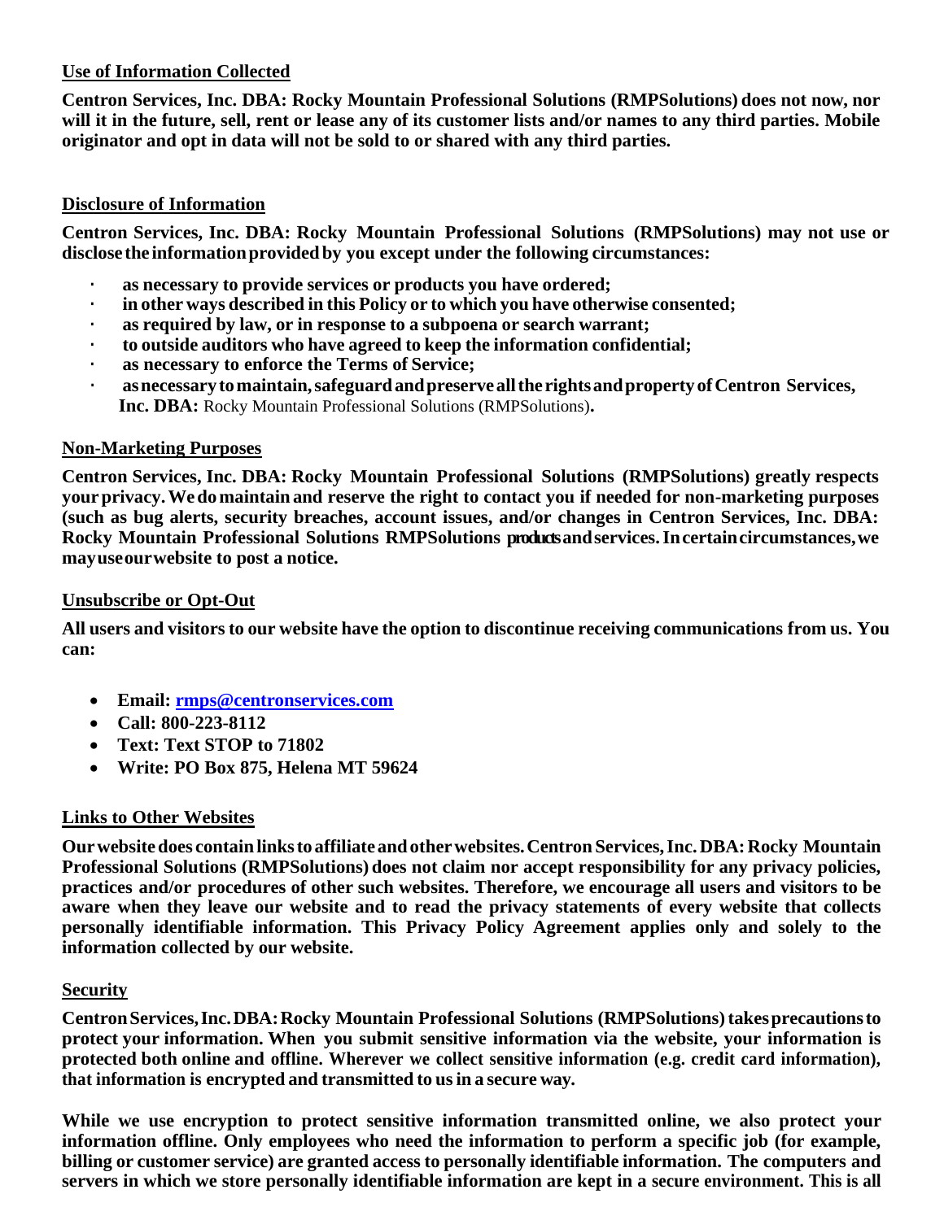**Use of Information Collected**

**Centron Services, Inc. DBA: Rocky Mountain Professional Solutions (RMPSolutions) does not now, nor will it in the future, sell, rent or lease any of its customer lists and/or names to any third parties. Mobile originator and opt in data will not be sold to or shared with any third parties.**

**Disclosure of Information**

**Centron Services, Inc. DBA: Rocky Mountain Professional Solutions (RMPSolutions) may not use or disclose the information provided by you except under the following circumstances:**

- **as necessary to provide services or products you have ordered;**
- **in other ways described in this Policy or to which you have otherwise consented;**
- **as required by law, or in response to a subpoena or search warrant;**
- **to outside auditors who have agreed to keep the information confidential;**
- **as necessary to enforce the Terms of Service;**
- **as necessary to maintain, safeguard and preserve all the rights and property of Centron Services, Inc. DBA:** Rocky Mountain Professional Solutions (RMPSolutions)**.**

**Non-Marketing Purposes**

**Centron Services, Inc. DBA: Rocky Mountain Professional Solutions (RMPSolutions) greatly respects your privacy. We do maintain and reserve the right to contact you if needed for non-marketing purposes (such as bug alerts, security breaches, account issues, and/or changes in Centron Services, Inc. DBA: Rocky Mountain Professional Solutions RMPSolutions products and services. In certain circumstances, we may use our website to post a notice.**

**Unsubscribe or Opt-Out**

**All users and visitors to our website have the option to discontinue receiving communications from us. You can:**

- **Email: rmps@centronservices.com**
- **Call: 800-223-8112**
- **Text: Text STOP to 71802**
- **Write: PO Box 875, Helena MT 59624**

**Links to Other Websites**

**Our website does contain links to affiliate and other websites. Centron Services, Inc. DBA: Rocky Mountain Professional Solutions (RMPSolutions) does not claim nor accept responsibility for any privacy policies, practices and/or procedures of other such websites. Therefore, we encourage all users and visitors to be aware when they leave our website and to read the privacy statements of every website that collects personally identifiable information. This Privacy Policy Agreement applies only and solely to the information collected by our website.**

**Security**

**Centron Services, Inc. DBA: Rocky Mountain Professional Solutions (RMPSolutions) takes precautions to protect your information. When you submit sensitive information via the website, your information is protected both online and offline. Wherever we collect sensitive information (e.g. credit card information), that information is encrypted and transmitted to us in a secure way.**

**While we use encryption to protect sensitive information transmitted online, we also protect your information offline. Only employees who need the information to perform a specific job (for example, billing or customer service) are granted access to personally identifiable information. The computers and servers in which we store personally identifiable information are kept in a secure environment. This is all**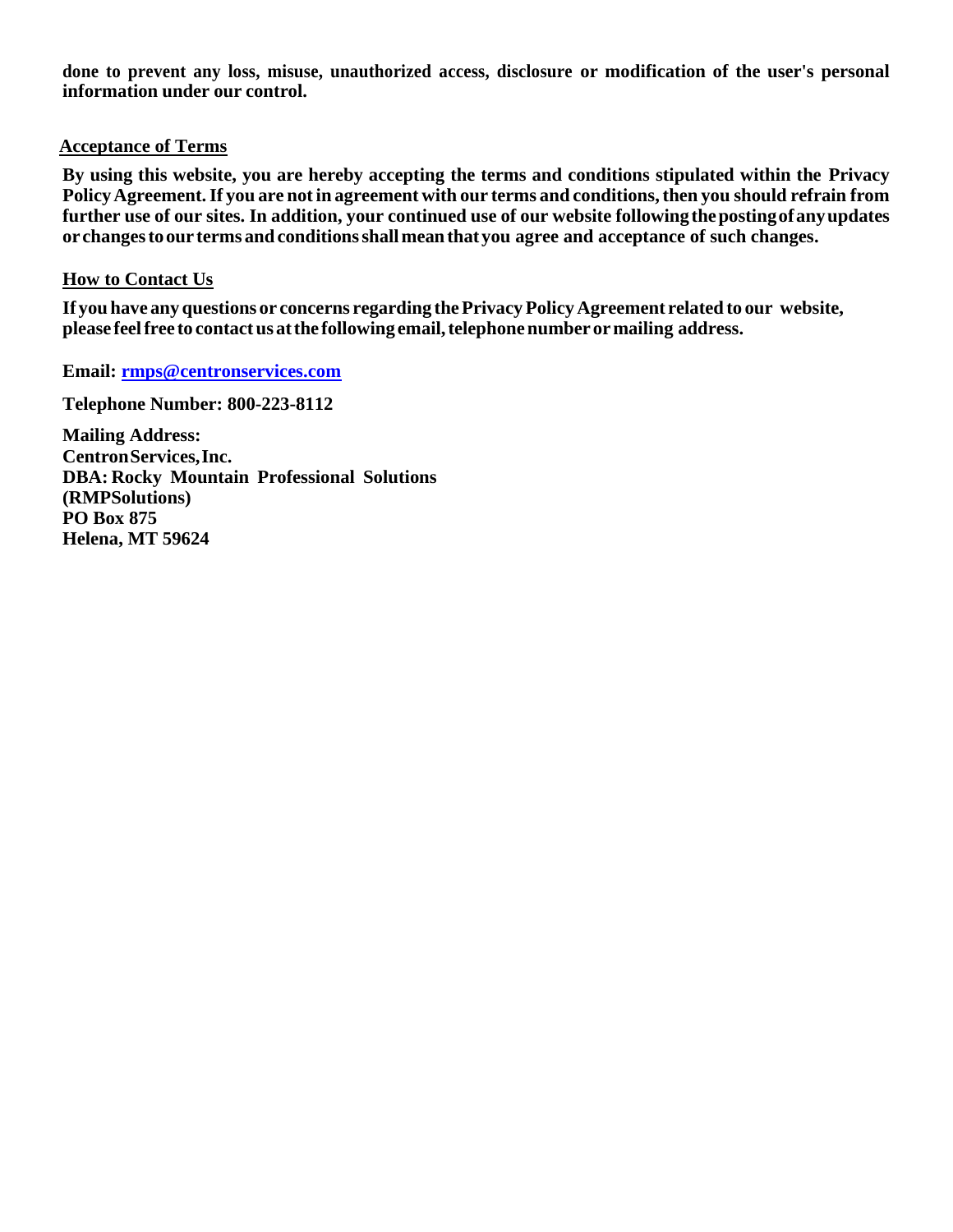**done to prevent any loss, misuse, unauthorized access, disclosure or modification of the user's personal information under our control.**

## Acceptance of Terms

**By using this website, you are hereby accepting the terms and conditions stipulated within the Privacy Policy Agreement. If you are not in agreement with our terms and conditions, then you should refrain from further use of our sites. In addition, your continued use of our website following the posting of any updates or changes to our terms and conditions shall mean that you agree and acceptance of such changes.**

## How to Contact Us

**If you have any questions or concerns regarding the Privacy Policy Agreement related to our website, please feel free to contact us at the following email, telephone number or mailing address.**

**Email: [rmps@centronservices.com](mailto:rmps@centronservices.com)**

**Telephone Number: 800-223-8112**

**Mailing Address:**
**Centron Services, Inc.**
**DBA: Rocky Mountain Professional Solutions**
**(RMPSolutions)**
**PO Box 875**
**Helena, MT 59624**